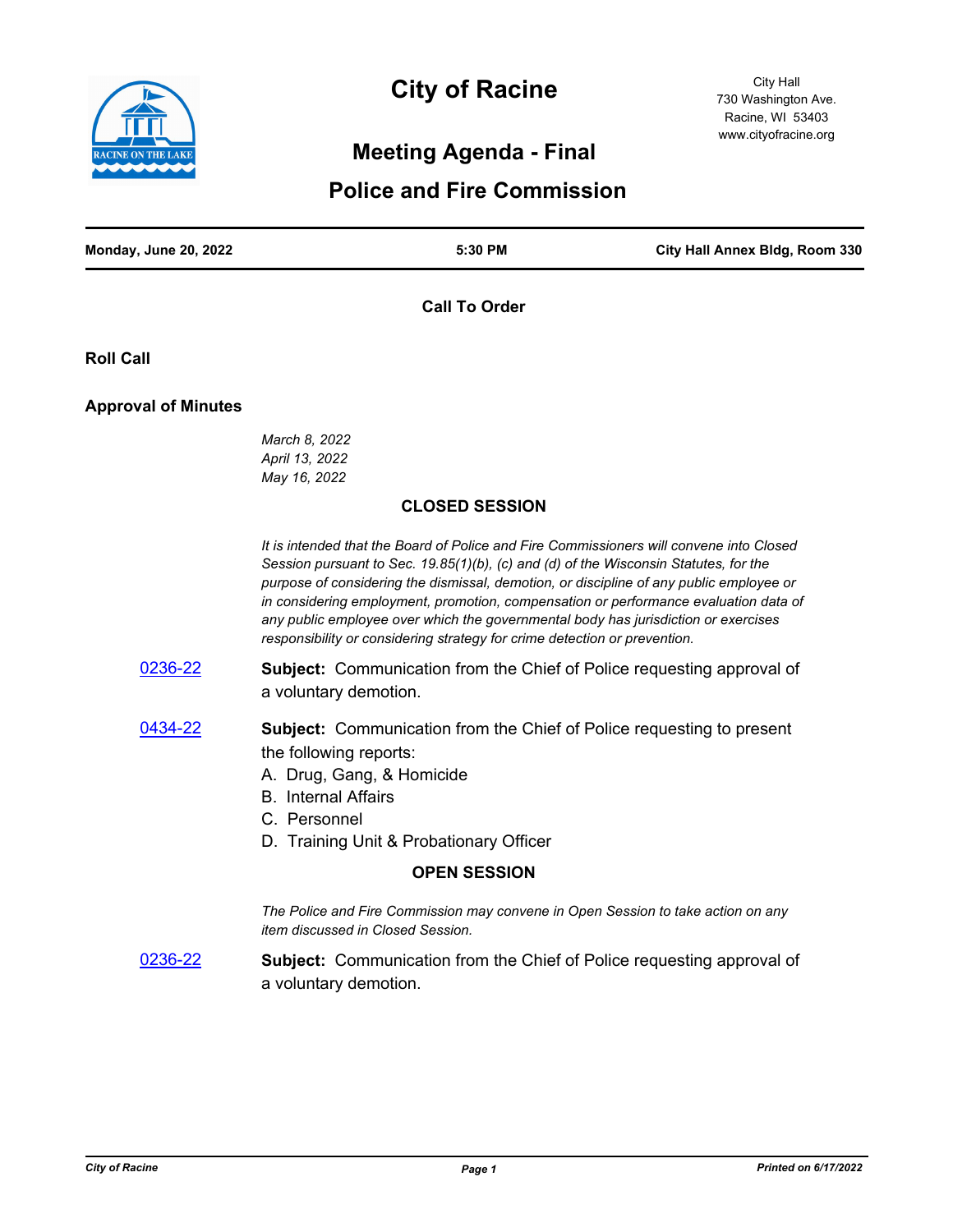# City of Racine

City Hall
730 Washington Ave.
Racine, WI 53403
www.cityofracine.org

## Meeting Agenda - Final

## Police and Fire Commission

| Monday, June 20, 2022 | 5:30 PM | City Hall Annex Bldg, Room 330 |
| --- | --- | --- |

### Call To Order

### Roll Call

### Approval of Minutes

*March 8, 2022*
*April 13, 2022*
*May 16, 2022*

### CLOSED SESSION

*It is intended that the Board of Police and Fire Commissioners will convene into Closed Session pursuant to Sec. 19.85(1)(b), (c) and (d) of the Wisconsin Statutes, for the purpose of considering the dismissal, demotion, or discipline of any public employee or in considering employment, promotion, compensation or performance evaluation data of any public employee over which the governmental body has jurisdiction or exercises responsibility or considering strategy for crime detection or prevention.*

0236-22 **Subject:** Communication from the Chief of Police requesting approval of a voluntary demotion.

0434-22 **Subject:** Communication from the Chief of Police requesting to present the following reports:

A. Drug, Gang, & Homicide
B. Internal Affairs
C. Personnel
D. Training Unit & Probationary Officer

### OPEN SESSION

*The Police and Fire Commission may convene in Open Session to take action on any item discussed in Closed Session.*

0236-22 **Subject:** Communication from the Chief of Police requesting approval of a voluntary demotion.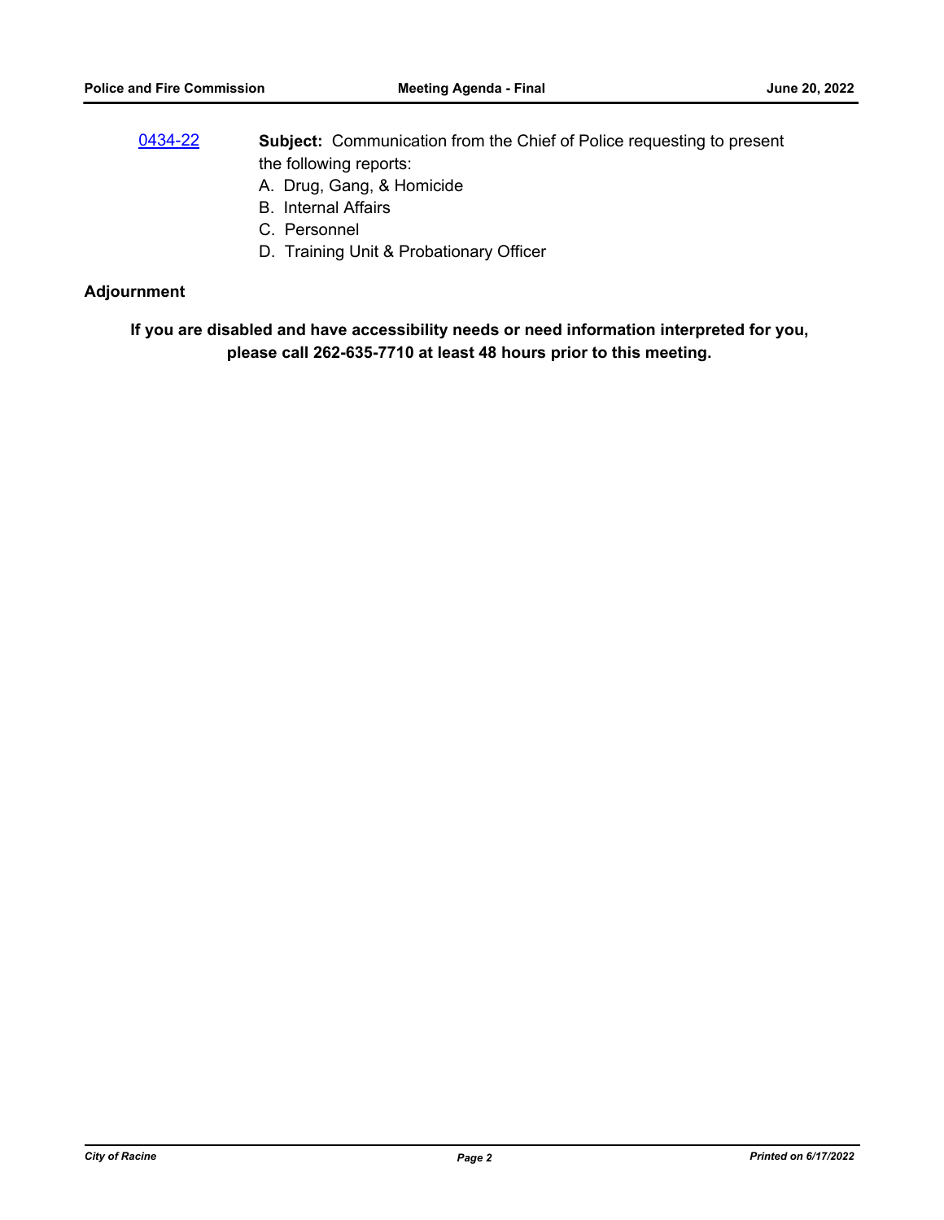[0434-22] **Subject:** Communication from the Chief of Police requesting to present the following reports:

A. Drug, Gang, & Homicide
B. Internal Affairs
C. Personnel
D. Training Unit & Probationary Officer

**Adjournment**

**If you are disabled and have accessibility needs or need information interpreted for you, please call 262-635-7710 at least 48 hours prior to this meeting.**